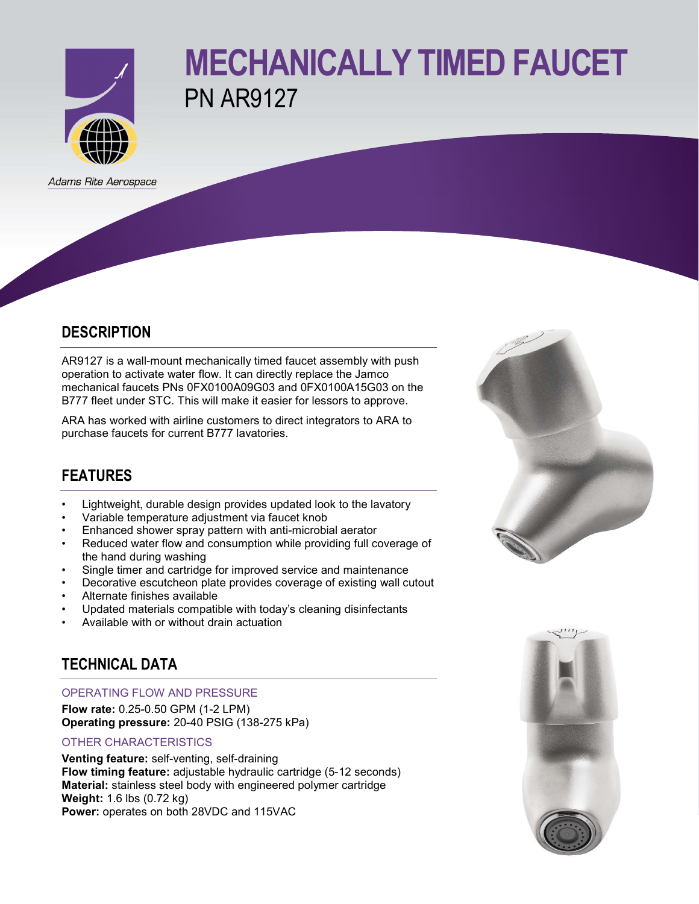Adams Rite Aerospace

# MECHANICALLY TIMED FAUCET

PN AR9127

## DESCRIPTION

AR9127 is a wall-mount mechanically timed faucet assembly with push operation to activate water flow. It can directly replace the Jamco mechanical faucets PNs 0FX0100A09G03 and 0FX0100A15G03 on the B777 fleet under STC. This will make it easier for lessors to approve.

ARA has worked with airline customers to direct integrators to ARA to purchase faucets for current B777 lavatories.

## FEATURES

- Lightweight, durable design provides updated look to the lavatory
- Variable temperature adjustment via faucet knob
- Enhanced shower spray pattern with anti-microbial aerator
- Reduced water flow and consumption while providing full coverage of the hand during washing
- Single timer and cartridge for improved service and maintenance
- Decorative escutcheon plate provides coverage of existing wall cutout
- Alternate finishes available
- Updated materials compatible with today's cleaning disinfectants
- Available with or without drain actuation

## TECHNICAL DATA

### OPERATING FLOW AND PRESSURE

**Flow rate:** 0.25-0.50 GPM (1-2 LPM)
**Operating pressure:** 20-40 PSIG (138-275 kPa)

### OTHER CHARACTERISTICS

**Venting feature:** self-venting, self-draining
**Flow timing feature:** adjustable hydraulic cartridge (5-12 seconds)
**Material:** stainless steel body with engineered polymer cartridge
**Weight:** 1.6 lbs (0.72 kg)
**Power:** operates on both 28VDC and 115VAC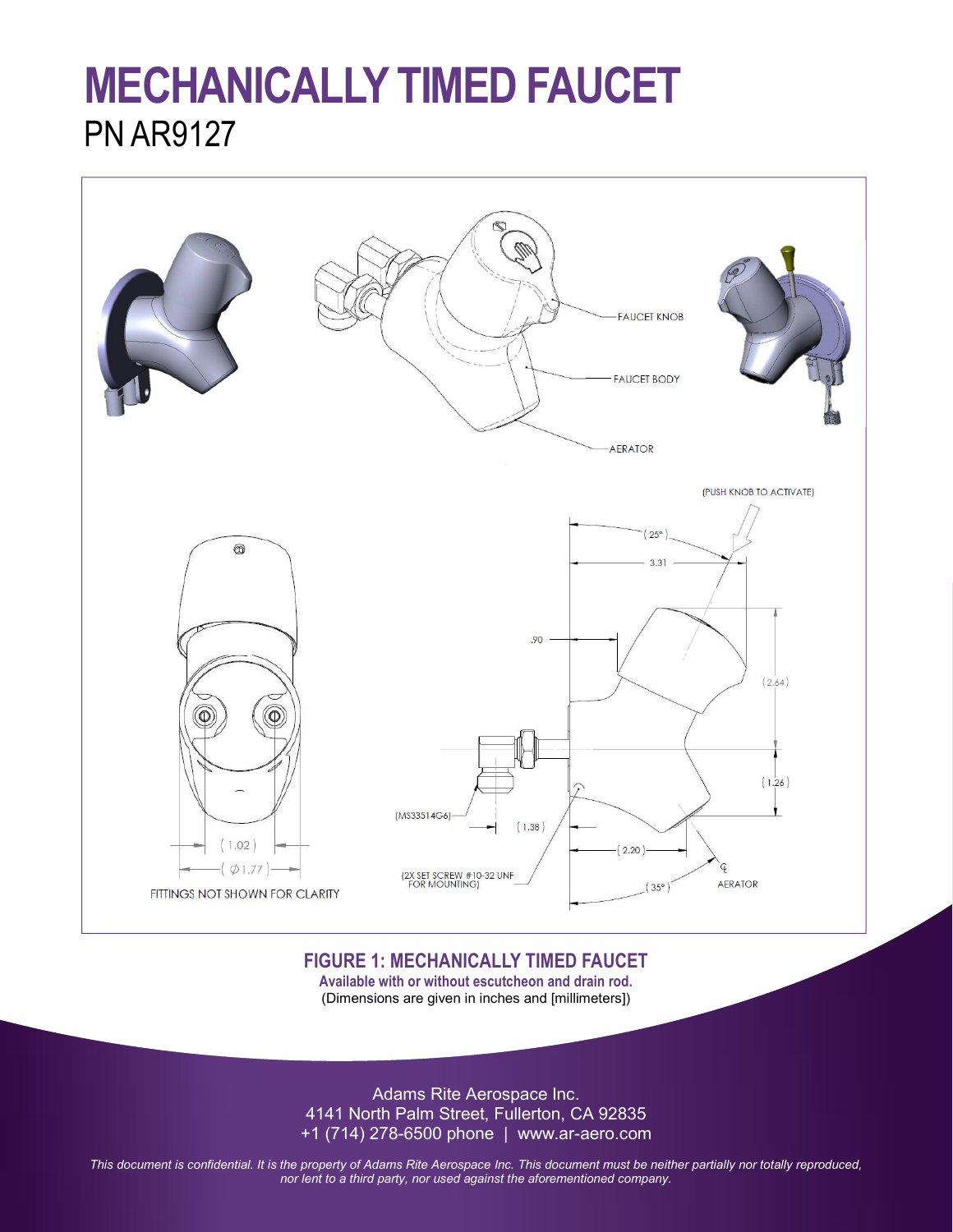# MECHANICALLY TIMED FAUCET

PN AR9127

FAUCET KNOB

FAUCET BODY

AERATOR

(PUSH KNOB TO ACTIVATE)

( 25° )

3.31

.90

( 2.64 )

( 1.26 )

(MS33514G6)

( 1.38 )

( 2.20 )

(2X SET SCREW #10-32 UNF FOR MOUNTING)

( 35° )

AERATOR

( 1.02 )

( Ø1.77 )

FITTINGS NOT SHOWN FOR CLARITY

**FIGURE 1: MECHANICALLY TIMED FAUCET**

**Available with or without escutcheon and drain rod.**

(Dimensions are given in inches and [millimeters])

Adams Rite Aerospace Inc.
4141 North Palm Street, Fullerton, CA 92835
+1 (714) 278-6500 phone | www.ar-aero.com

*This document is confidential. It is the property of Adams Rite Aerospace Inc. This document must be neither partially nor totally reproduced, nor lent to a third party, nor used against the aforementioned company.*